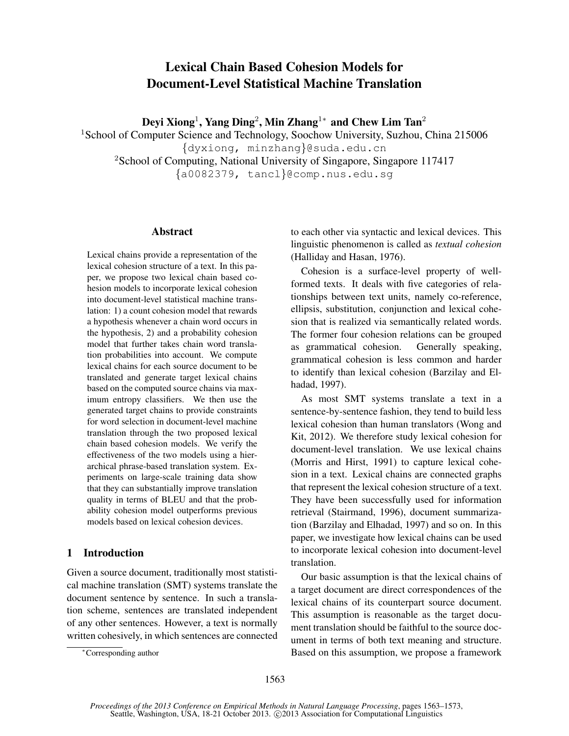# Lexical Chain Based Cohesion Models for Document-Level Statistical Machine Translation

**Deyi Xiong**[1], **Yang Ding**[2], **Min Zhang**[1*] **and Chew Lim Tan**[2]

[1]School of Computer Science and Technology, Soochow University, Suzhou, China 215006
{dyxiong, minzhang}@suda.edu.cn
[2]School of Computing, National University of Singapore, Singapore 117417
{a0082379, tancl}@comp.nus.edu.sg

## Abstract

Lexical chains provide a representation of the lexical cohesion structure of a text. In this paper, we propose two lexical chain based cohesion models to incorporate lexical cohesion into document-level statistical machine translation: 1) a count cohesion model that rewards a hypothesis whenever a chain word occurs in the hypothesis, 2) and a probability cohesion model that further takes chain word translation probabilities into account. We compute lexical chains for each source document to be translated and generate target lexical chains based on the computed source chains via maximum entropy classifiers. We then use the generated target chains to provide constraints for word selection in document-level machine translation through the two proposed lexical chain based cohesion models. We verify the effectiveness of the two models using a hierarchical phrase-based translation system. Experiments on large-scale training data show that they can substantially improve translation quality in terms of BLEU and that the probability cohesion model outperforms previous models based on lexical cohesion devices.

## 1 Introduction

Given a source document, traditionally most statistical machine translation (SMT) systems translate the document sentence by sentence. In such a translation scheme, sentences are translated independent of any other sentences. However, a text is normally written cohesively, in which sentences are connected to each other via syntactic and lexical devices. This linguistic phenomenon is called as *textual cohesion* (Halliday and Hasan, 1976).

Cohesion is a surface-level property of well-formed texts. It deals with five categories of relationships between text units, namely co-reference, ellipsis, substitution, conjunction and lexical cohesion that is realized via semantically related words. The former four cohesion relations can be grouped as grammatical cohesion. Generally speaking, grammatical cohesion is less common and harder to identify than lexical cohesion (Barzilay and Elhadad, 1997).

As most SMT systems translate a text in a sentence-by-sentence fashion, they tend to build less lexical cohesion than human translators (Wong and Kit, 2012). We therefore study lexical cohesion for document-level translation. We use lexical chains (Morris and Hirst, 1991) to capture lexical cohesion in a text. Lexical chains are connected graphs that represent the lexical cohesion structure of a text. They have been successfully used for information retrieval (Stairmand, 1996), document summarization (Barzilay and Elhadad, 1997) and so on. In this paper, we investigate how lexical chains can be used to incorporate lexical cohesion into document-level translation.

Our basic assumption is that the lexical chains of a target document are direct correspondences of the lexical chains of its counterpart source document. This assumption is reasonable as the target document translation should be faithful to the source document in terms of both text meaning and structure. Based on this assumption, we propose a framework

---

[*]Corresponding author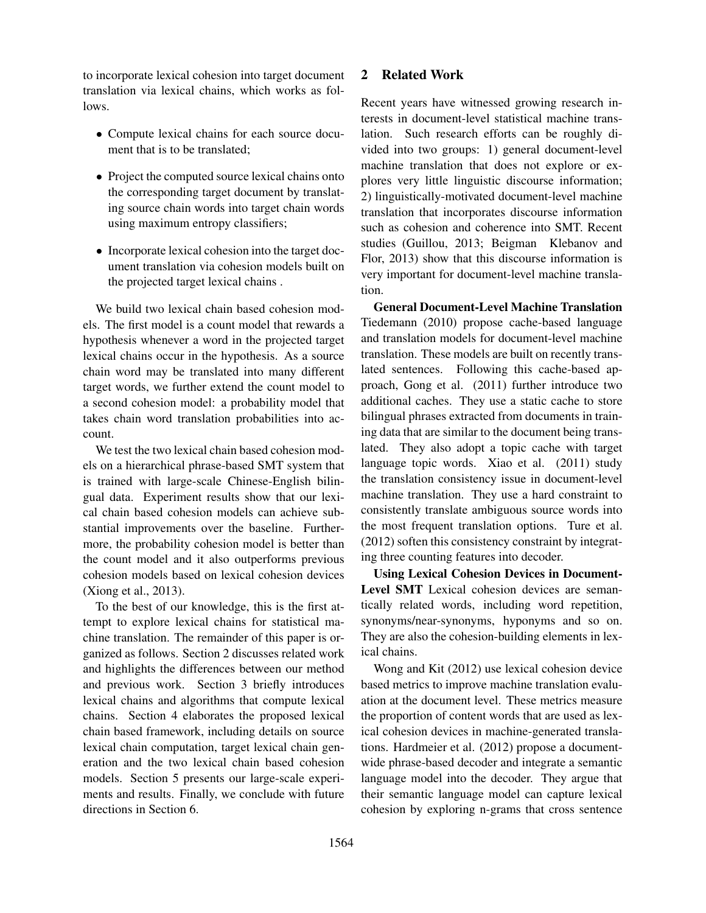to incorporate lexical cohesion into target document translation via lexical chains, which works as follows.

- Compute lexical chains for each source document that is to be translated;
- Project the computed source lexical chains onto the corresponding target document by translating source chain words into target chain words using maximum entropy classifiers;
- Incorporate lexical cohesion into the target document translation via cohesion models built on the projected target lexical chains .

We build two lexical chain based cohesion models. The first model is a count model that rewards a hypothesis whenever a word in the projected target lexical chains occur in the hypothesis. As a source chain word may be translated into many different target words, we further extend the count model to a second cohesion model: a probability model that takes chain word translation probabilities into account.

We test the two lexical chain based cohesion models on a hierarchical phrase-based SMT system that is trained with large-scale Chinese-English bilingual data. Experiment results show that our lexical chain based cohesion models can achieve substantial improvements over the baseline. Furthermore, the probability cohesion model is better than the count model and it also outperforms previous cohesion models based on lexical cohesion devices (Xiong et al., 2013).

To the best of our knowledge, this is the first attempt to explore lexical chains for statistical machine translation. The remainder of this paper is organized as follows. Section 2 discusses related work and highlights the differences between our method and previous work. Section 3 briefly introduces lexical chains and algorithms that compute lexical chains. Section 4 elaborates the proposed lexical chain based framework, including details on source lexical chain computation, target lexical chain generation and the two lexical chain based cohesion models. Section 5 presents our large-scale experiments and results. Finally, we conclude with future directions in Section 6.

## 2 Related Work

Recent years have witnessed growing research interests in document-level statistical machine translation. Such research efforts can be roughly divided into two groups: 1) general document-level machine translation that does not explore or explores very little linguistic discourse information; 2) linguistically-motivated document-level machine translation that incorporates discourse information such as cohesion and coherence into SMT. Recent studies (Guillou, 2013; Beigman Klebanov and Flor, 2013) show that this discourse information is very important for document-level machine translation.

**General Document-Level Machine Translation** Tiedemann (2010) propose cache-based language and translation models for document-level machine translation. These models are built on recently translated sentences. Following this cache-based approach, Gong et al. (2011) further introduce two additional caches. They use a static cache to store bilingual phrases extracted from documents in training data that are similar to the document being translated. They also adopt a topic cache with target language topic words. Xiao et al. (2011) study the translation consistency issue in document-level machine translation. They use a hard constraint to consistently translate ambiguous source words into the most frequent translation options. Ture et al. (2012) soften this consistency constraint by integrating three counting features into decoder.

**Using Lexical Cohesion Devices in Document-Level SMT** Lexical cohesion devices are semantically related words, including word repetition, synonyms/near-synonyms, hyponyms and so on. They are also the cohesion-building elements in lexical chains.

Wong and Kit (2012) use lexical cohesion device based metrics to improve machine translation evaluation at the document level. These metrics measure the proportion of content words that are used as lexical cohesion devices in machine-generated translations. Hardmeier et al. (2012) propose a document-wide phrase-based decoder and integrate a semantic language model into the decoder. They argue that their semantic language model can capture lexical cohesion by exploring n-grams that cross sentence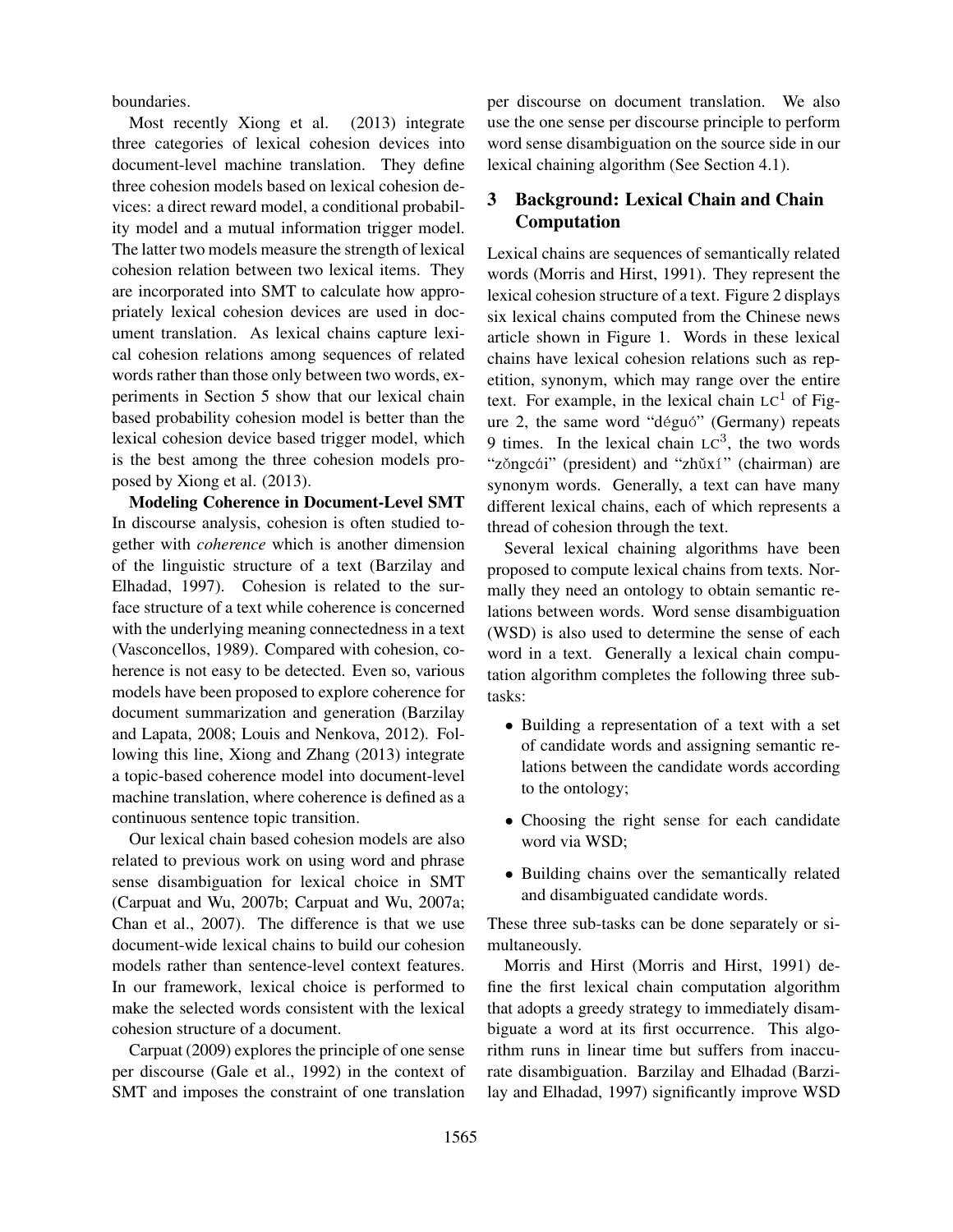boundaries.

Most recently Xiong et al. (2013) integrate three categories of lexical cohesion devices into document-level machine translation. They define three cohesion models based on lexical cohesion devices: a direct reward model, a conditional probability model and a mutual information trigger model. The latter two models measure the strength of lexical cohesion relation between two lexical items. They are incorporated into SMT to calculate how appropriately lexical cohesion devices are used in document translation. As lexical chains capture lexical cohesion relations among sequences of related words rather than those only between two words, experiments in Section 5 show that our lexical chain based probability cohesion model is better than the lexical cohesion device based trigger model, which is the best among the three cohesion models proposed by Xiong et al. (2013).

**Modeling Coherence in Document-Level SMT** In discourse analysis, cohesion is often studied together with *coherence* which is another dimension of the linguistic structure of a text (Barzilay and Elhadad, 1997). Cohesion is related to the surface structure of a text while coherence is concerned with the underlying meaning connectedness in a text (Vasconcellos, 1989). Compared with cohesion, coherence is not easy to be detected. Even so, various models have been proposed to explore coherence for document summarization and generation (Barzilay and Lapata, 2008; Louis and Nenkova, 2012). Following this line, Xiong and Zhang (2013) integrate a topic-based coherence model into document-level machine translation, where coherence is defined as a continuous sentence topic transition.

Our lexical chain based cohesion models are also related to previous work on using word and phrase sense disambiguation for lexical choice in SMT (Carpuat and Wu, 2007b; Carpuat and Wu, 2007a; Chan et al., 2007). The difference is that we use document-wide lexical chains to build our cohesion models rather than sentence-level context features. In our framework, lexical choice is performed to make the selected words consistent with the lexical cohesion structure of a document.

Carpuat (2009) explores the principle of one sense per discourse (Gale et al., 1992) in the context of SMT and imposes the constraint of one translation per discourse on document translation. We also use the one sense per discourse principle to perform word sense disambiguation on the source side in our lexical chaining algorithm (See Section 4.1).

## 3 Background: Lexical Chain and Chain Computation

Lexical chains are sequences of semantically related words (Morris and Hirst, 1991). They represent the lexical cohesion structure of a text. Figure 2 displays six lexical chains computed from the Chinese news article shown in Figure 1. Words in these lexical chains have lexical cohesion relations such as repetition, synonym, which may range over the entire text. For example, in the lexical chain $LC^1$ of Figure 2, the same word "déguó" (Germany) repeats 9 times. In the lexical chain $LC^3$, the two words "zǒngcái" (president) and "zhǔxí" (chairman) are synonym words. Generally, a text can have many different lexical chains, each of which represents a thread of cohesion through the text.

Several lexical chaining algorithms have been proposed to compute lexical chains from texts. Normally they need an ontology to obtain semantic relations between words. Word sense disambiguation (WSD) is also used to determine the sense of each word in a text. Generally a lexical chain computation algorithm completes the following three subtasks:

- Building a representation of a text with a set of candidate words and assigning semantic relations between the candidate words according to the ontology;
- Choosing the right sense for each candidate word via WSD;
- Building chains over the semantically related and disambiguated candidate words.

These three sub-tasks can be done separately or simultaneously.

Morris and Hirst (Morris and Hirst, 1991) define the first lexical chain computation algorithm that adopts a greedy strategy to immediately disambiguate a word at its first occurrence. This algorithm runs in linear time but suffers from inaccurate disambiguation. Barzilay and Elhadad (Barzilay and Elhadad, 1997) significantly improve WSD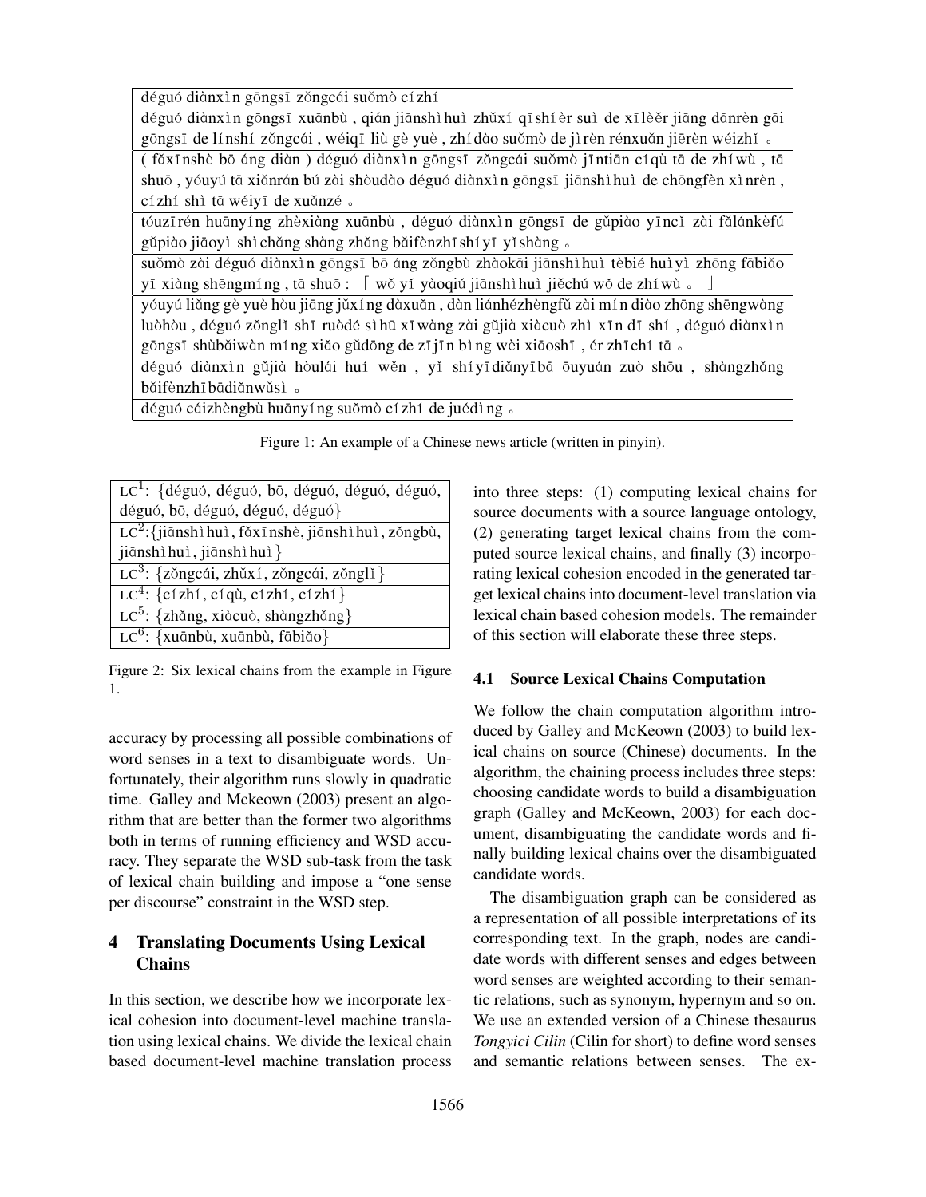| déguó diànxìn gōngsī zǒngcái suǒmò cízhí |
|---|
| déguó diànxìn gōngsī xuānbù , qián jiānshìhuì zhǔxí qīshíèr suì de xīlèěr jiāng dānrèn gāi gōngsī de línshí zǒngcái , wéiqī liù gè yuè , zhídào suǒmò de jìrèn rénxuǎn jiērèn wéizhǐ 。 |
| ( fǎxīnshè bō áng diàn ) déguó diànxìn gōngsī zǒngcái suǒmò jīntiān cíqù tā de zhíwù , tā shuō , yóuyú tā xiǎnrán bú zài shòudào déguó diànxìn gōngsī jiānshìhuì de chōngfèn xìnrèn , cízhí shì tā wéiyī de xuǎnzé 。 |
| tóuzīrén huānyíng zhèxiàng xuānbù , déguó diànxìn gōngsī de gǔpiào yīncǐ zài fǎlánkèfú gǔpiào jiāoyì shìchǎng shàng zhǎng bǎifènzhīshíyī yǐshàng 。 |
| suǒmò zài déguó diànxìn gōngsī bō áng zǒngbù zhàokāi jiānshìhuì tèbié huìyì zhōng fābiǎo yī xiàng shēngmíng , tā shuō : 「 wǒ yī yàoqiú jiānshìhuì jiěchú wǒ de zhíwù 。 」 |
| yóuyú liǎng gè yuè hòu jiāng jǔxíng dàxuǎn , dàn liánhézhèngfǔ zài míndiào zhōng shēngwàng luòhòu , déguó zǒnglǐ shī ruòdé sìhū xīwàng zài gǔjià xiàcuò zhì xīn dī shí , déguó diànxìn gōngsī shùbǎiwàn míng xiǎo gǔdōng de zījīn bìng wèi xiāoshī , ér zhīchí tā 。 |
| déguó diànxìn gǔjià hòulái huí wěn , yǐ shíyīdiǎnyībā ōuyuán zuò shōu , shàngzhǎng bǎifènzhībādiǎnwǔsì 。 |
| déguó cáizhèngbù huānyíng suǒmò cízhí de juédìng 。 |

Figure 1: An example of a Chinese news article (written in pinyin).

| LC[1]: {déguó, déguó, bō, déguó, déguó, déguó, déguó, bō, déguó, déguó, déguó} |
|---|
| LC[2]: {jiānshìhuì, fǎxīnshè, jiānshìhuì, zǒngbù, jiānshìhuì, jiānshìhuì} |
| LC[3]: {zǒngcái, zhǔxí, zǒngcái, zǒnglǐ} |
| LC[4]: {cízhí, cíqù, cízhí, cízhí} |
| LC[5]: {zhǎng, xiàcuò, shàngzhǎng} |
| LC[6]: {xuānbù, xuānbù, fābiǎo} |

Figure 2: Six lexical chains from the example in Figure 1.

accuracy by processing all possible combinations of word senses in a text to disambiguate words. Unfortunately, their algorithm runs slowly in quadratic time. Galley and Mckeown (2003) present an algorithm that are better than the former two algorithms both in terms of running efficiency and WSD accuracy. They separate the WSD sub-task from the task of lexical chain building and impose a "one sense per discourse" constraint in the WSD step.

## 4 Translating Documents Using Lexical Chains

In this section, we describe how we incorporate lexical cohesion into document-level machine translation using lexical chains. We divide the lexical chain based document-level machine translation process into three steps: (1) computing lexical chains for source documents with a source language ontology, (2) generating target lexical chains from the computed source lexical chains, and finally (3) incorporating lexical cohesion encoded in the generated target lexical chains into document-level translation via lexical chain based cohesion models. The remainder of this section will elaborate these three steps.

### 4.1 Source Lexical Chains Computation

We follow the chain computation algorithm introduced by Galley and McKeown (2003) to build lexical chains on source (Chinese) documents. In the algorithm, the chaining process includes three steps: choosing candidate words to build a disambiguation graph (Galley and McKeown, 2003) for each document, disambiguating the candidate words and finally building lexical chains over the disambiguated candidate words.

The disambiguation graph can be considered as a representation of all possible interpretations of its corresponding text. In the graph, nodes are candidate words with different senses and edges between word senses are weighted according to their semantic relations, such as synonym, hypernym and so on. We use an extended version of a Chinese thesaurus *Tongyici Cilin* (Cilin for short) to define word senses and semantic relations between senses. The ex-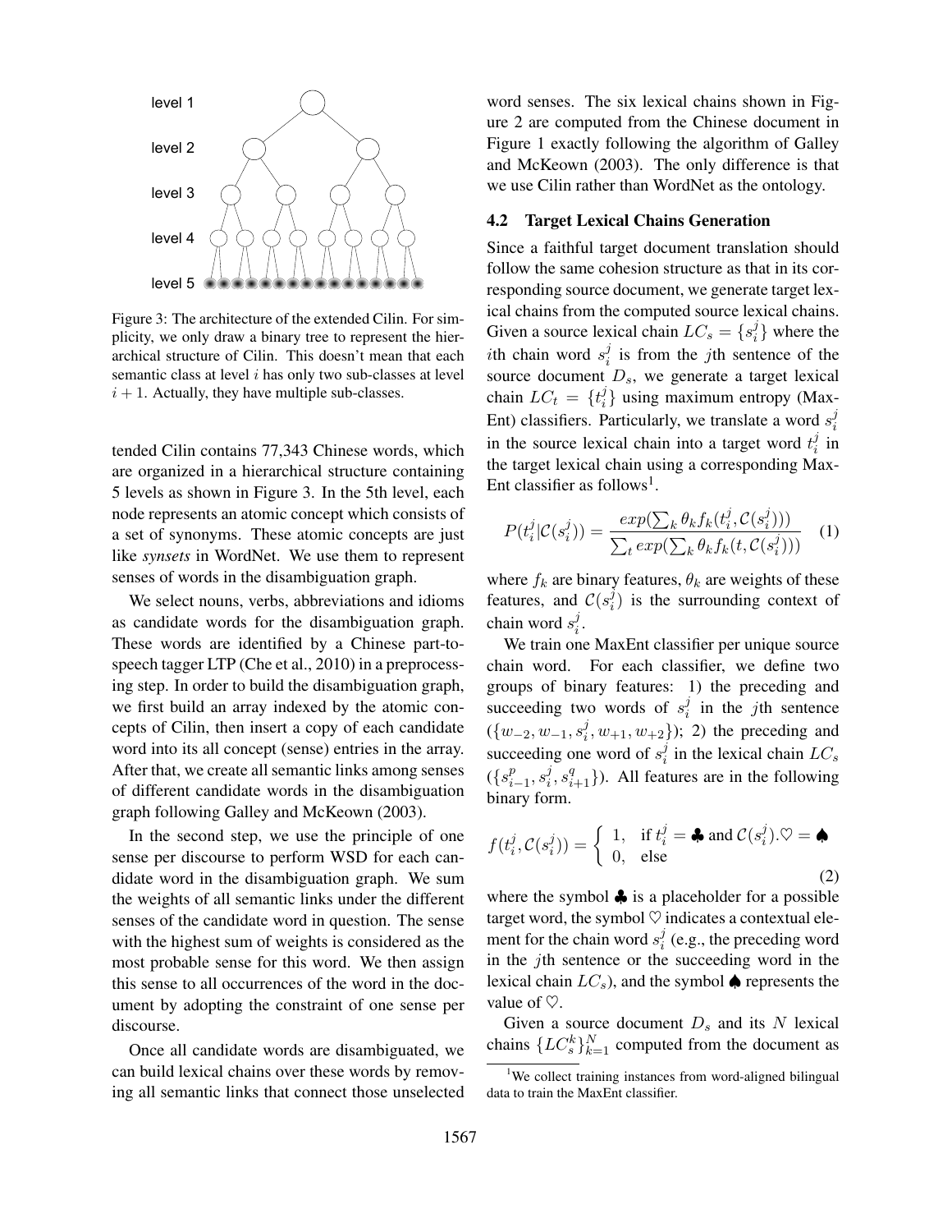Figure 3: The architecture of the extended Cilin. For simplicity, we only draw a binary tree to represent the hierarchical structure of Cilin. This doesn't mean that each semantic class at level $i$ has only two sub-classes at level $i+1$. Actually, they have multiple sub-classes.

tended Cilin contains 77,343 Chinese words, which are organized in a hierarchical structure containing 5 levels as shown in Figure 3. In the 5th level, each node represents an atomic concept which consists of a set of synonyms. These atomic concepts are just like *synsets* in WordNet. We use them to represent senses of words in the disambiguation graph.

We select nouns, verbs, abbreviations and idioms as candidate words for the disambiguation graph. These words are identified by a Chinese part-to-speech tagger LTP (Che et al., 2010) in a preprocessing step. In order to build the disambiguation graph, we first build an array indexed by the atomic concepts of Cilin, then insert a copy of each candidate word into its all concept (sense) entries in the array. After that, we create all semantic links among senses of different candidate words in the disambiguation graph following Galley and McKeown (2003).

In the second step, we use the principle of one sense per discourse to perform WSD for each candidate word in the disambiguation graph. We sum the weights of all semantic links under the different senses of the candidate word in question. The sense with the highest sum of weights is considered as the most probable sense for this word. We then assign this sense to all occurrences of the word in the document by adopting the constraint of one sense per discourse.

Once all candidate words are disambiguated, we can build lexical chains over these words by removing all semantic links that connect those unselected word senses. The six lexical chains shown in Figure 2 are computed from the Chinese document in Figure 1 exactly following the algorithm of Galley and McKeown (2003). The only difference is that we use Cilin rather than WordNet as the ontology.

### 4.2 Target Lexical Chains Generation

Since a faithful target document translation should follow the same cohesion structure as that in its corresponding source document, we generate target lexical chains from the computed source lexical chains. Given a source lexical chain $LC_s = \{s_i^j\}$ where the $i$th chain word $s_i^j$ is from the $j$th sentence of the source document $D_s$, we generate a target lexical chain $LC_t = \{t_i^j\}$ using maximum entropy (MaxEnt) classifiers. Particularly, we translate a word $s_i^j$ in the source lexical chain into a target word $t_i^j$ in the target lexical chain using a corresponding MaxEnt classifier as follows[1].

$$P(t_i^j|\mathcal{C}(s_i^j)) = \frac{exp(\sum_k \theta_k f_k(t_i^j, \mathcal{C}(s_i^j)))}{\sum_t exp(\sum_k \theta_k f_k(t, \mathcal{C}(s_i^j)))} \quad (1)$$

where $f_k$ are binary features, $\theta_k$ are weights of these features, and $\mathcal{C}(s_i^j)$ is the surrounding context of chain word $s_i^j$.

We train one MaxEnt classifier per unique source chain word. For each classifier, we define two groups of binary features: 1) the preceding and succeeding two words of $s_i^j$ in the $j$th sentence ($\{w_{-2}, w_{-1}, s_i^j, w_{+1}, w_{+2}\}$); 2) the preceding and succeeding one word of $s_i^j$ in the lexical chain $LC_s$ ($\{s_{i-1}^p, s_i^j, s_{i+1}^q\}$). All features are in the following binary form.

$$f(t_i^j, \mathcal{C}(s_i^j)) = \begin{cases} 1, & \text{if } t_i^j = \clubsuit \text{ and } \mathcal{C}(s_i^j).\heartsuit = \spadesuit \\ 0, & \text{else} \end{cases} \quad (2)$$

where the symbol $\clubsuit$ is a placeholder for a possible target word, the symbol $\heartsuit$ indicates a contextual element for the chain word $s_i^j$ (e.g., the preceding word in the $j$th sentence or the succeeding word in the lexical chain $LC_s$), and the symbol $\spadesuit$ represents the value of $\heartsuit$.

Given a source document $D_s$ and its $N$ lexical chains $\{LC_s^k\}_{k=1}^N$ computed from the document as

[1] We collect training instances from word-aligned bilingual data to train the MaxEnt classifier.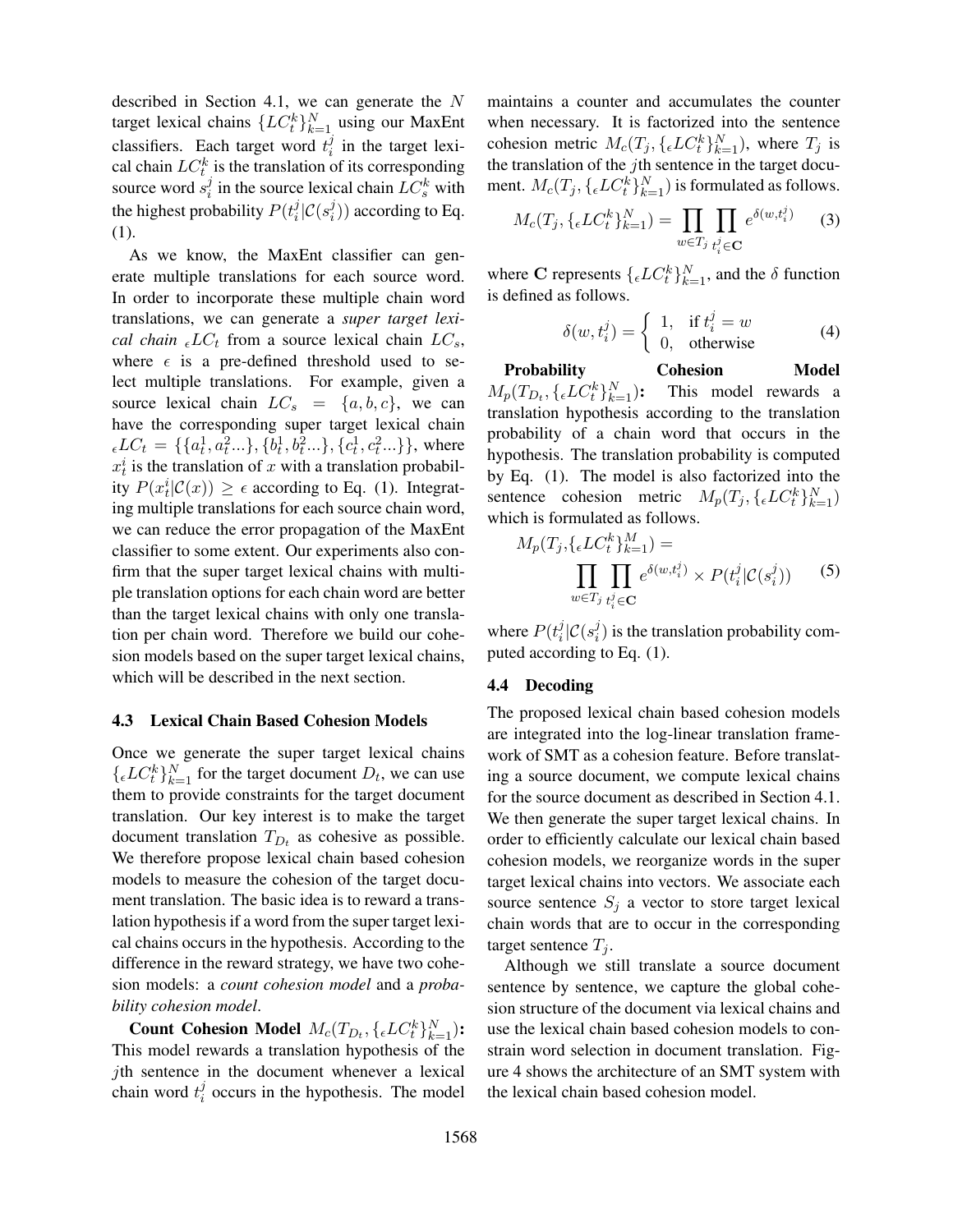described in Section 4.1, we can generate the $N$ target lexical chains $\{LC_t^k\}_{k=1}^N$ using our MaxEnt classifiers. Each target word $t_i^j$ in the target lexical chain $LC_t^k$ is the translation of its corresponding source word $s_i^j$ in the source lexical chain $LC_s^k$ with the highest probability $P(t_i^j|\mathcal{C}(s_i^j))$ according to Eq. (1).

As we know, the MaxEnt classifier can generate multiple translations for each source word. In order to incorporate these multiple chain word translations, we can generate a *super target lexical chain* ${}_\epsilon LC_t$ from a source lexical chain $LC_s$, where $\epsilon$ is a pre-defined threshold used to select multiple translations. For example, given a source lexical chain $LC_s = \{a, b, c\}$, we can have the corresponding super target lexical chain ${}_\epsilon LC_t = \{\{a_t^1, a_t^2...\}, \{b_t^1, b_t^2...\}, \{c_t^1, c_t^2...\}\}$, where $x_t^i$ is the translation of $x$ with a translation probability $P(x_t^i|\mathcal{C}(x)) \geq \epsilon$ according to Eq. (1). Integrating multiple translations for each source chain word, we can reduce the error propagation of the MaxEnt classifier to some extent. Our experiments also confirm that the super target lexical chains with multiple translation options for each chain word are better than the target lexical chains with only one translation per chain word. Therefore we build our cohesion models based on the super target lexical chains, which will be described in the next section.

### 4.3 Lexical Chain Based Cohesion Models

Once we generate the super target lexical chains $\{{}_\epsilon LC_t^k\}_{k=1}^N$ for the target document $D_t$, we can use them to provide constraints for the target document translation. Our key interest is to make the target document translation $T_{D_t}$ as cohesive as possible. We therefore propose lexical chain based cohesion models to measure the cohesion of the target document translation. The basic idea is to reward a translation hypothesis if a word from the super target lexical chains occurs in the hypothesis. According to the difference in the reward strategy, we have two cohesion models: a *count cohesion model* and a *probability cohesion model*.

**Count Cohesion Model $M_c(T_{D_t}, \{{}_\epsilon LC_t^k\}_{k=1}^N)$:** This model rewards a translation hypothesis of the $j$th sentence in the document whenever a lexical chain word $t_i^j$ occurs in the hypothesis. The model maintains a counter and accumulates the counter when necessary. It is factorized into the sentence cohesion metric $M_c(T_j, \{{}_\epsilon LC_t^k\}_{k=1}^N)$, where $T_j$ is the translation of the $j$th sentence in the target document. $M_c(T_j, \{{}_\epsilon LC_t^k\}_{k=1}^N)$ is formulated as follows.

$$M_c(T_j, \{{}_\epsilon LC_t^k\}_{k=1}^N) = \prod_{w \in T_j} \prod_{t_i^j \in \mathbf{C}} e^{\delta(w, t_i^j)} \qquad (3)$$

where $\mathbf{C}$ represents $\{{}_\epsilon LC_t^k\}_{k=1}^N$, and the $\delta$ function is defined as follows.

$$\delta(w, t_i^j) = \begin{cases} 1, & \text{if } t_i^j = w \\ 0, & \text{otherwise} \end{cases} \qquad (4)$$

**Probability Cohesion Model $M_p(T_{D_t}, \{{}_\epsilon LC_t^k\}_{k=1}^N)$:** This model rewards a translation hypothesis according to the translation probability of a chain word that occurs in the hypothesis. The translation probability is computed by Eq. (1). The model is also factorized into the sentence cohesion metric $M_p(T_j, \{{}_\epsilon LC_t^k\}_{k=1}^N)$ which is formulated as follows.

$$M_p(T_j, \{{}_\epsilon LC_t^k\}_{k=1}^M) = \prod_{w \in T_j} \prod_{t_i^j \in \mathbf{C}} e^{\delta(w, t_i^j)} \times P(t_i^j|\mathcal{C}(s_i^j)) \qquad (5)$$

where $P(t_i^j|\mathcal{C}(s_i^j)$ is the translation probability computed according to Eq. (1).

### 4.4 Decoding

The proposed lexical chain based cohesion models are integrated into the log-linear translation framework of SMT as a cohesion feature. Before translating a source document, we compute lexical chains for the source document as described in Section 4.1. We then generate the super target lexical chains. In order to efficiently calculate our lexical chain based cohesion models, we reorganize words in the super target lexical chains into vectors. We associate each source sentence $S_j$ a vector to store target lexical chain words that are to occur in the corresponding target sentence $T_j$.

Although we still translate a source document sentence by sentence, we capture the global cohesion structure of the document via lexical chains and use the lexical chain based cohesion models to constrain word selection in document translation. Figure 4 shows the architecture of an SMT system with the lexical chain based cohesion model.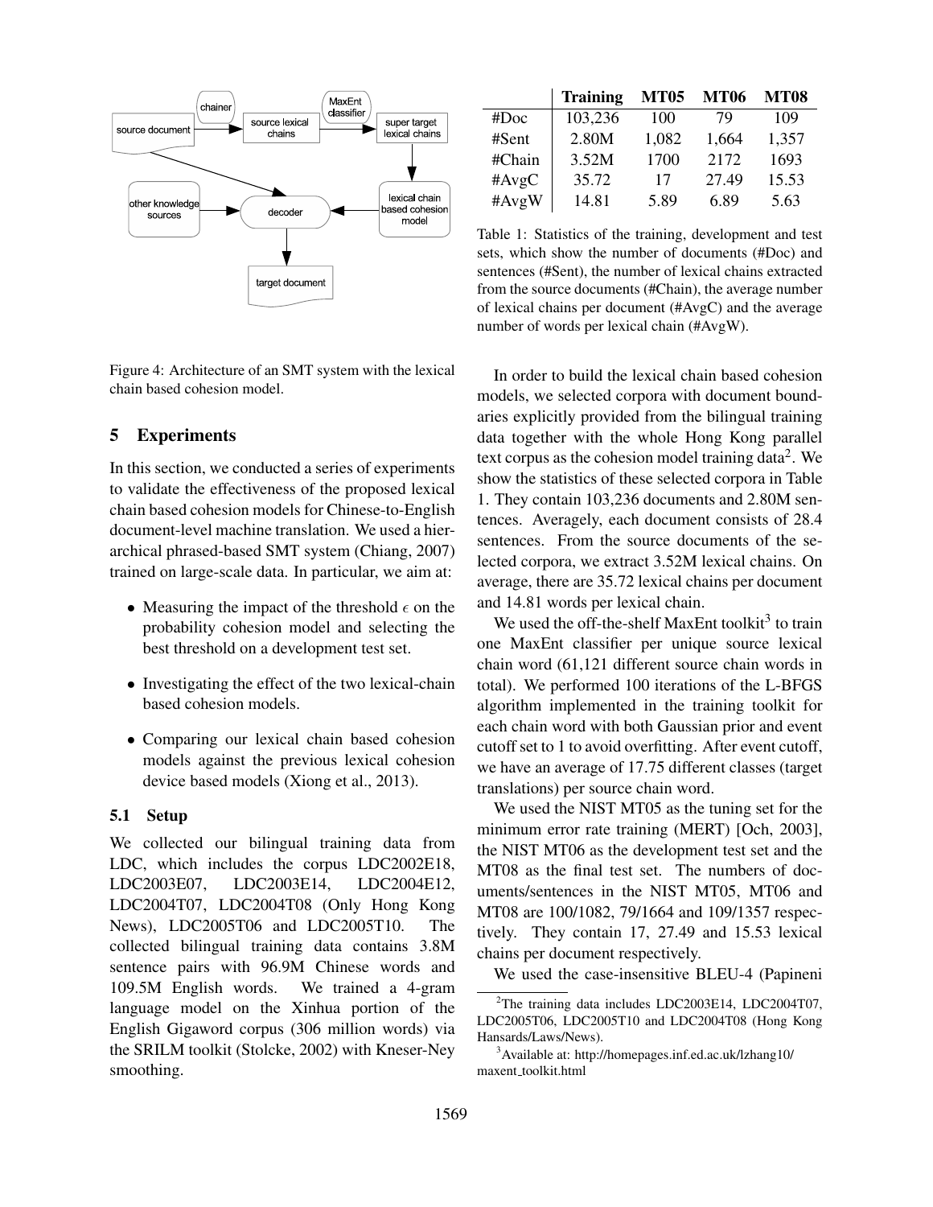Figure 4: Architecture of an SMT system with the lexical chain based cohesion model.

## 5 Experiments

In this section, we conducted a series of experiments to validate the effectiveness of the proposed lexical chain based cohesion models for Chinese-to-English document-level machine translation. We used a hierarchical phrased-based SMT system (Chiang, 2007) trained on large-scale data. In particular, we aim at:

- Measuring the impact of the threshold $\epsilon$ on the probability cohesion model and selecting the best threshold on a development test set.
- Investigating the effect of the two lexical-chain based cohesion models.
- Comparing our lexical chain based cohesion models against the previous lexical cohesion device based models (Xiong et al., 2013).

### 5.1 Setup

We collected our bilingual training data from LDC, which includes the corpus LDC2002E18, LDC2003E07, LDC2003E14, LDC2004E12, LDC2004T07, LDC2004T08 (Only Hong Kong News), LDC2005T06 and LDC2005T10. The collected bilingual training data contains 3.8M sentence pairs with 96.9M Chinese words and 109.5M English words. We trained a 4-gram language model on the Xinhua portion of the English Gigaword corpus (306 million words) via the SRILM toolkit (Stolcke, 2002) with Kneser-Ney smoothing.

| | Training | MT05 | MT06 | MT08 |
|---|---|---|---|---|
| #Doc | 103,236 | 100 | 79 | 109 |
| #Sent | 2.80M | 1,082 | 1,664 | 1,357 |
| #Chain | 3.52M | 1700 | 2172 | 1693 |
| #AvgC | 35.72 | 17 | 27.49 | 15.53 |
| #AvgW | 14.81 | 5.89 | 6.89 | 5.63 |

Table 1: Statistics of the training, development and test sets, which show the number of documents (#Doc) and sentences (#Sent), the number of lexical chains extracted from the source documents (#Chain), the average number of lexical chains per document (#AvgC) and the average number of words per lexical chain (#AvgW).

In order to build the lexical chain based cohesion models, we selected corpora with document boundaries explicitly provided from the bilingual training data together with the whole Hong Kong parallel text corpus as the cohesion model training data[2]. We show the statistics of these selected corpora in Table 1. They contain 103,236 documents and 2.80M sentences. Averagely, each document consists of 28.4 sentences. From the source documents of the selected corpora, we extract 3.52M lexical chains. On average, there are 35.72 lexical chains per document and 14.81 words per lexical chain.

We used the off-the-shelf MaxEnt toolkit[3] to train one MaxEnt classifier per unique source lexical chain word (61,121 different source chain words in total). We performed 100 iterations of the L-BFGS algorithm implemented in the training toolkit for each chain word with both Gaussian prior and event cutoff set to 1 to avoid overfitting. After event cutoff, we have an average of 17.75 different classes (target translations) per source chain word.

We used the NIST MT05 as the tuning set for the minimum error rate training (MERT) [Och, 2003], the NIST MT06 as the development test set and the MT08 as the final test set. The numbers of documents/sentences in the NIST MT05, MT06 and MT08 are 100/1082, 79/1664 and 109/1357 respectively. They contain 17, 27.49 and 15.53 lexical chains per document respectively.

We used the case-insensitive BLEU-4 (Papineni

[2]The training data includes LDC2003E14, LDC2004T07, LDC2005T06, LDC2005T10 and LDC2004T08 (Hong Kong Hansards/Laws/News).

[3]Available at: http://homepages.inf.ed.ac.uk/lzhang10/maxent_toolkit.html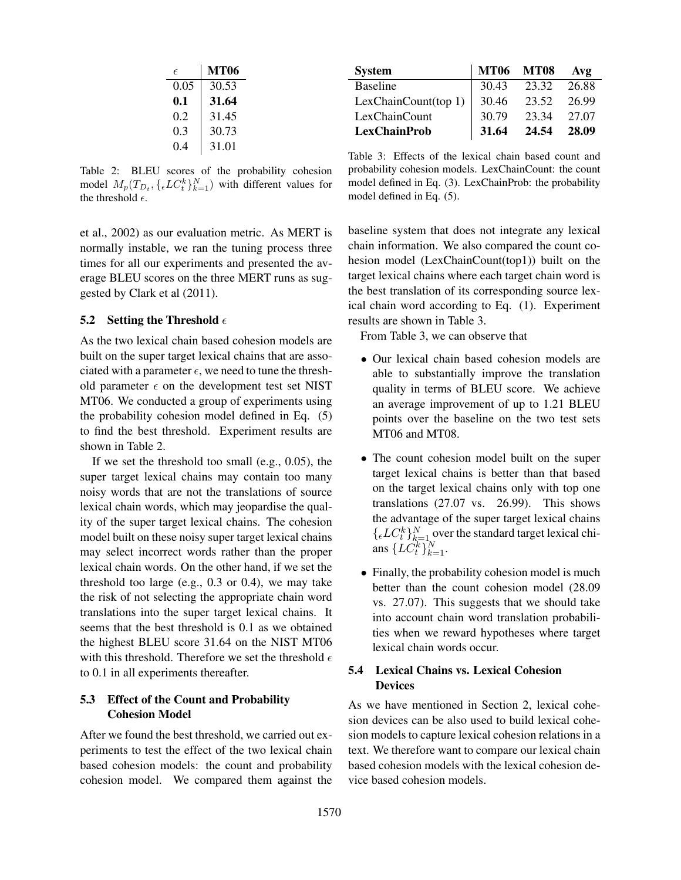| $\epsilon$ | MT06 |
|---|---|
| 0.05 | 30.53 |
| **0.1** | **31.64** |
| 0.2 | 31.45 |
| 0.3 | 30.73 |
| 0.4 | 31.01 |

Table 2: BLEU scores of the probability cohesion model $M_p(T_{D_t}, \{_\epsilon LC_t^k\}_{k=1}^N)$ with different values for the threshold $\epsilon$.

et al., 2002) as our evaluation metric. As MERT is normally instable, we ran the tuning process three times for all our experiments and presented the average BLEU scores on the three MERT runs as suggested by Clark et al (2011).

### 5.2 Setting the Threshold $\epsilon$

As the two lexical chain based cohesion models are built on the super target lexical chains that are associated with a parameter $\epsilon$, we need to tune the threshold parameter $\epsilon$ on the development test set NIST MT06. We conducted a group of experiments using the probability cohesion model defined in Eq. (5) to find the best threshold. Experiment results are shown in Table 2.

If we set the threshold too small (e.g., 0.05), the super target lexical chains may contain too many noisy words that are not the translations of source lexical chain words, which may jeopardise the quality of the super target lexical chains. The cohesion model built on these noisy super target lexical chains may select incorrect words rather than the proper lexical chain words. On the other hand, if we set the threshold too large (e.g., 0.3 or 0.4), we may take the risk of not selecting the appropriate chain word translations into the super target lexical chains. It seems that the best threshold is 0.1 as we obtained the highest BLEU score 31.64 on the NIST MT06 with this threshold. Therefore we set the threshold $\epsilon$ to 0.1 in all experiments thereafter.

### 5.3 Effect of the Count and Probability Cohesion Model

After we found the best threshold, we carried out experiments to test the effect of the two lexical chain based cohesion models: the count and probability cohesion model. We compared them against the baseline system that does not integrate any lexical chain information. We also compared the count cohesion model (LexChainCount(top1)) built on the target lexical chains where each target chain word is the best translation of its corresponding source lexical chain word according to Eq. (1). Experiment results are shown in Table 3.

| System | MT06 | MT08 | Avg |
|---|---|---|---|
| Baseline | 30.43 | 23.32 | 26.88 |
| LexChainCount(top 1) | 30.46 | 23.52 | 26.99 |
| LexChainCount | 30.79 | 23.34 | 27.07 |
| **LexChainProb** | **31.64** | **24.54** | **28.09** |

Table 3: Effects of the lexical chain based count and probability cohesion models. LexChainCount: the count model defined in Eq. (3). LexChainProb: the probability model defined in Eq. (5).

From Table 3, we can observe that

- Our lexical chain based cohesion models are able to substantially improve the translation quality in terms of BLEU score. We achieve an average improvement of up to 1.21 BLEU points over the baseline on the two test sets MT06 and MT08.
- The count cohesion model built on the super target lexical chains is better than that based on the target lexical chains only with top one translations (27.07 vs. 26.99). This shows the advantage of the super target lexical chains $\{_\epsilon LC_t^k\}_{k=1}^N$ over the standard target lexical chians $\{LC_t^k\}_{k=1}^N$.
- Finally, the probability cohesion model is much better than the count cohesion model (28.09 vs. 27.07). This suggests that we should take into account chain word translation probabilities when we reward hypotheses where target lexical chain words occur.

### 5.4 Lexical Chains vs. Lexical Cohesion Devices

As we have mentioned in Section 2, lexical cohesion devices can be also used to build lexical cohesion models to capture lexical cohesion relations in a text. We therefore want to compare our lexical chain based cohesion models with the lexical cohesion device based cohesion models.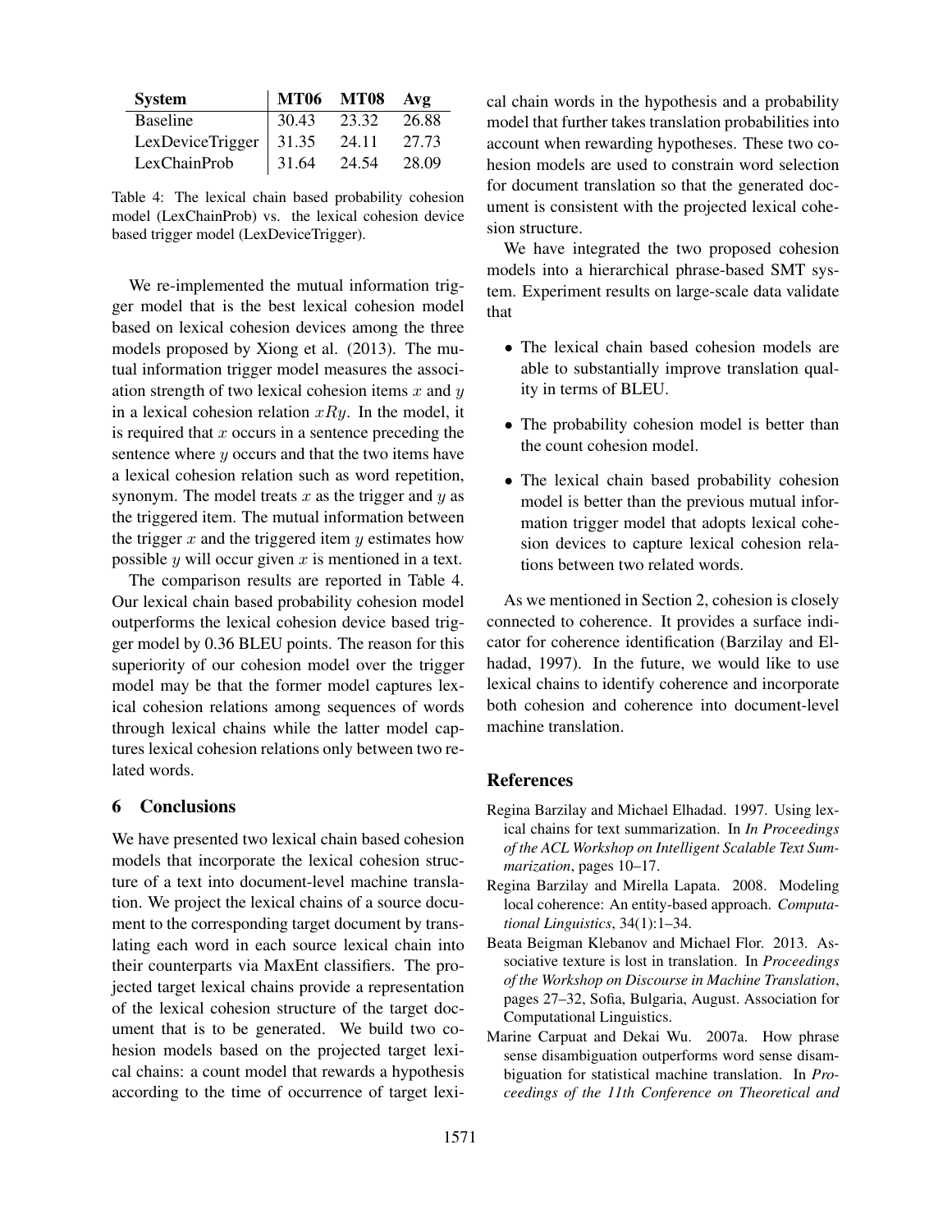| System | MT06 | MT08 | Avg |
|---|---|---|---|
| Baseline | 30.43 | 23.32 | 26.88 |
| LexDeviceTrigger | 31.35 | 24.11 | 27.73 |
| LexChainProb | 31.64 | 24.54 | 28.09 |

Table 4: The lexical chain based probability cohesion model (LexChainProb) vs. the lexical cohesion device based trigger model (LexDeviceTrigger).

We re-implemented the mutual information trigger model that is the best lexical cohesion model based on lexical cohesion devices among the three models proposed by Xiong et al. (2013). The mutual information trigger model measures the association strength of two lexical cohesion items $x$ and $y$ in a lexical cohesion relation $xRy$. In the model, it is required that $x$ occurs in a sentence preceding the sentence where $y$ occurs and that the two items have a lexical cohesion relation such as word repetition, synonym. The model treats $x$ as the trigger and $y$ as the triggered item. The mutual information between the trigger $x$ and the triggered item $y$ estimates how possible $y$ will occur given $x$ is mentioned in a text.

The comparison results are reported in Table 4. Our lexical chain based probability cohesion model outperforms the lexical cohesion device based trigger model by 0.36 BLEU points. The reason for this superiority of our cohesion model over the trigger model may be that the former model captures lexical cohesion relations among sequences of words through lexical chains while the latter model captures lexical cohesion relations only between two related words.

## 6 Conclusions

We have presented two lexical chain based cohesion models that incorporate the lexical cohesion structure of a text into document-level machine translation. We project the lexical chains of a source document to the corresponding target document by translating each word in each source lexical chain into their counterparts via MaxEnt classifiers. The projected target lexical chains provide a representation of the lexical cohesion structure of the target document that is to be generated. We build two cohesion models based on the projected target lexical chains: a count model that rewards a hypothesis according to the time of occurrence of target lexical chain words in the hypothesis and a probability model that further takes translation probabilities into account when rewarding hypotheses. These two cohesion models are used to constrain word selection for document translation so that the generated document is consistent with the projected lexical cohesion structure.

We have integrated the two proposed cohesion models into a hierarchical phrase-based SMT system. Experiment results on large-scale data validate that

- The lexical chain based cohesion models are able to substantially improve translation quality in terms of BLEU.
- The probability cohesion model is better than the count cohesion model.
- The lexical chain based probability cohesion model is better than the previous mutual information trigger model that adopts lexical cohesion devices to capture lexical cohesion relations between two related words.

As we mentioned in Section 2, cohesion is closely connected to coherence. It provides a surface indicator for coherence identification (Barzilay and Elhadad, 1997). In the future, we would like to use lexical chains to identify coherence and incorporate both cohesion and coherence into document-level machine translation.

## References

Regina Barzilay and Michael Elhadad. 1997. Using lexical chains for text summarization. In *In Proceedings of the ACL Workshop on Intelligent Scalable Text Summarization*, pages 10–17.

Regina Barzilay and Mirella Lapata. 2008. Modeling local coherence: An entity-based approach. *Computational Linguistics*, 34(1):1–34.

Beata Beigman Klebanov and Michael Flor. 2013. Associative texture is lost in translation. In *Proceedings of the Workshop on Discourse in Machine Translation*, pages 27–32, Sofia, Bulgaria, August. Association for Computational Linguistics.

Marine Carpuat and Dekai Wu. 2007a. How phrase sense disambiguation outperforms word sense disambiguation for statistical machine translation. In *Proceedings of the 11th Conference on Theoretical and*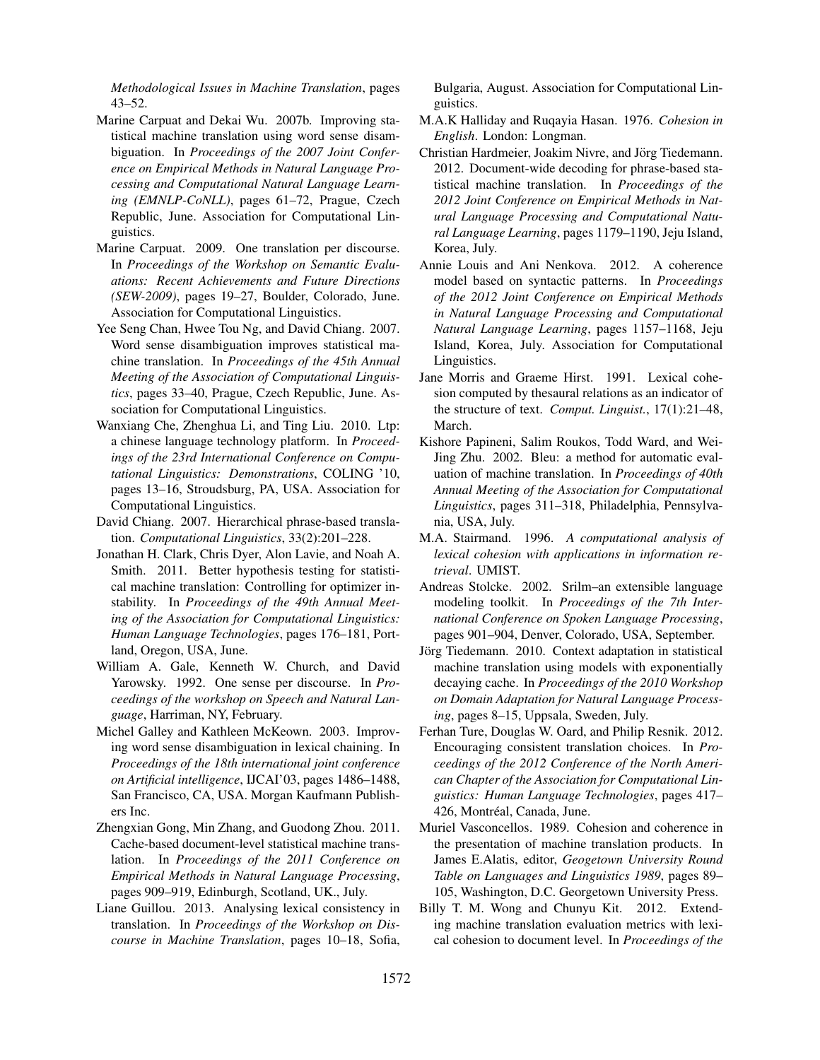*Methodological Issues in Machine Translation*, pages 43–52.

Marine Carpuat and Dekai Wu. 2007b. Improving statistical machine translation using word sense disambiguation. In *Proceedings of the 2007 Joint Conference on Empirical Methods in Natural Language Processing and Computational Natural Language Learning (EMNLP-CoNLL)*, pages 61–72, Prague, Czech Republic, June. Association for Computational Linguistics.

Marine Carpuat. 2009. One translation per discourse. In *Proceedings of the Workshop on Semantic Evaluations: Recent Achievements and Future Directions (SEW-2009)*, pages 19–27, Boulder, Colorado, June. Association for Computational Linguistics.

Yee Seng Chan, Hwee Tou Ng, and David Chiang. 2007. Word sense disambiguation improves statistical machine translation. In *Proceedings of the 45th Annual Meeting of the Association of Computational Linguistics*, pages 33–40, Prague, Czech Republic, June. Association for Computational Linguistics.

Wanxiang Che, Zhenghua Li, and Ting Liu. 2010. Ltp: a chinese language technology platform. In *Proceedings of the 23rd International Conference on Computational Linguistics: Demonstrations*, COLING '10, pages 13–16, Stroudsburg, PA, USA. Association for Computational Linguistics.

David Chiang. 2007. Hierarchical phrase-based translation. *Computational Linguistics*, 33(2):201–228.

Jonathan H. Clark, Chris Dyer, Alon Lavie, and Noah A. Smith. 2011. Better hypothesis testing for statistical machine translation: Controlling for optimizer instability. In *Proceedings of the 49th Annual Meeting of the Association for Computational Linguistics: Human Language Technologies*, pages 176–181, Portland, Oregon, USA, June.

William A. Gale, Kenneth W. Church, and David Yarowsky. 1992. One sense per discourse. In *Proceedings of the workshop on Speech and Natural Language*, Harriman, NY, February.

Michel Galley and Kathleen McKeown. 2003. Improving word sense disambiguation in lexical chaining. In *Proceedings of the 18th international joint conference on Artificial intelligence*, IJCAI'03, pages 1486–1488, San Francisco, CA, USA. Morgan Kaufmann Publishers Inc.

Zhengxian Gong, Min Zhang, and Guodong Zhou. 2011. Cache-based document-level statistical machine translation. In *Proceedings of the 2011 Conference on Empirical Methods in Natural Language Processing*, pages 909–919, Edinburgh, Scotland, UK., July.

Liane Guillou. 2013. Analysing lexical consistency in translation. In *Proceedings of the Workshop on Discourse in Machine Translation*, pages 10–18, Sofia, Bulgaria, August. Association for Computational Linguistics.

M.A.K Halliday and Ruqayia Hasan. 1976. *Cohesion in English*. London: Longman.

Christian Hardmeier, Joakim Nivre, and Jörg Tiedemann. 2012. Document-wide decoding for phrase-based statistical machine translation. In *Proceedings of the 2012 Joint Conference on Empirical Methods in Natural Language Processing and Computational Natural Language Learning*, pages 1179–1190, Jeju Island, Korea, July.

Annie Louis and Ani Nenkova. 2012. A coherence model based on syntactic patterns. In *Proceedings of the 2012 Joint Conference on Empirical Methods in Natural Language Processing and Computational Natural Language Learning*, pages 1157–1168, Jeju Island, Korea, July. Association for Computational Linguistics.

Jane Morris and Graeme Hirst. 1991. Lexical cohesion computed by thesaural relations as an indicator of the structure of text. *Comput. Linguist.*, 17(1):21–48, March.

Kishore Papineni, Salim Roukos, Todd Ward, and Wei-Jing Zhu. 2002. Bleu: a method for automatic evaluation of machine translation. In *Proceedings of 40th Annual Meeting of the Association for Computational Linguistics*, pages 311–318, Philadelphia, Pennsylvania, USA, July.

M.A. Stairmand. 1996. *A computational analysis of lexical cohesion with applications in information retrieval*. UMIST.

Andreas Stolcke. 2002. Srilm–an extensible language modeling toolkit. In *Proceedings of the 7th International Conference on Spoken Language Processing*, pages 901–904, Denver, Colorado, USA, September.

Jörg Tiedemann. 2010. Context adaptation in statistical machine translation using models with exponentially decaying cache. In *Proceedings of the 2010 Workshop on Domain Adaptation for Natural Language Processing*, pages 8–15, Uppsala, Sweden, July.

Ferhan Ture, Douglas W. Oard, and Philip Resnik. 2012. Encouraging consistent translation choices. In *Proceedings of the 2012 Conference of the North American Chapter of the Association for Computational Linguistics: Human Language Technologies*, pages 417–426, Montréal, Canada, June.

Muriel Vasconcellos. 1989. Cohesion and coherence in the presentation of machine translation products. In James E.Alatis, editor, *Geogetown University Round Table on Languages and Linguistics 1989*, pages 89–105, Washington, D.C. Georgetown University Press.

Billy T. M. Wong and Chunyu Kit. 2012. Extending machine translation evaluation metrics with lexical cohesion to document level. In *Proceedings of the*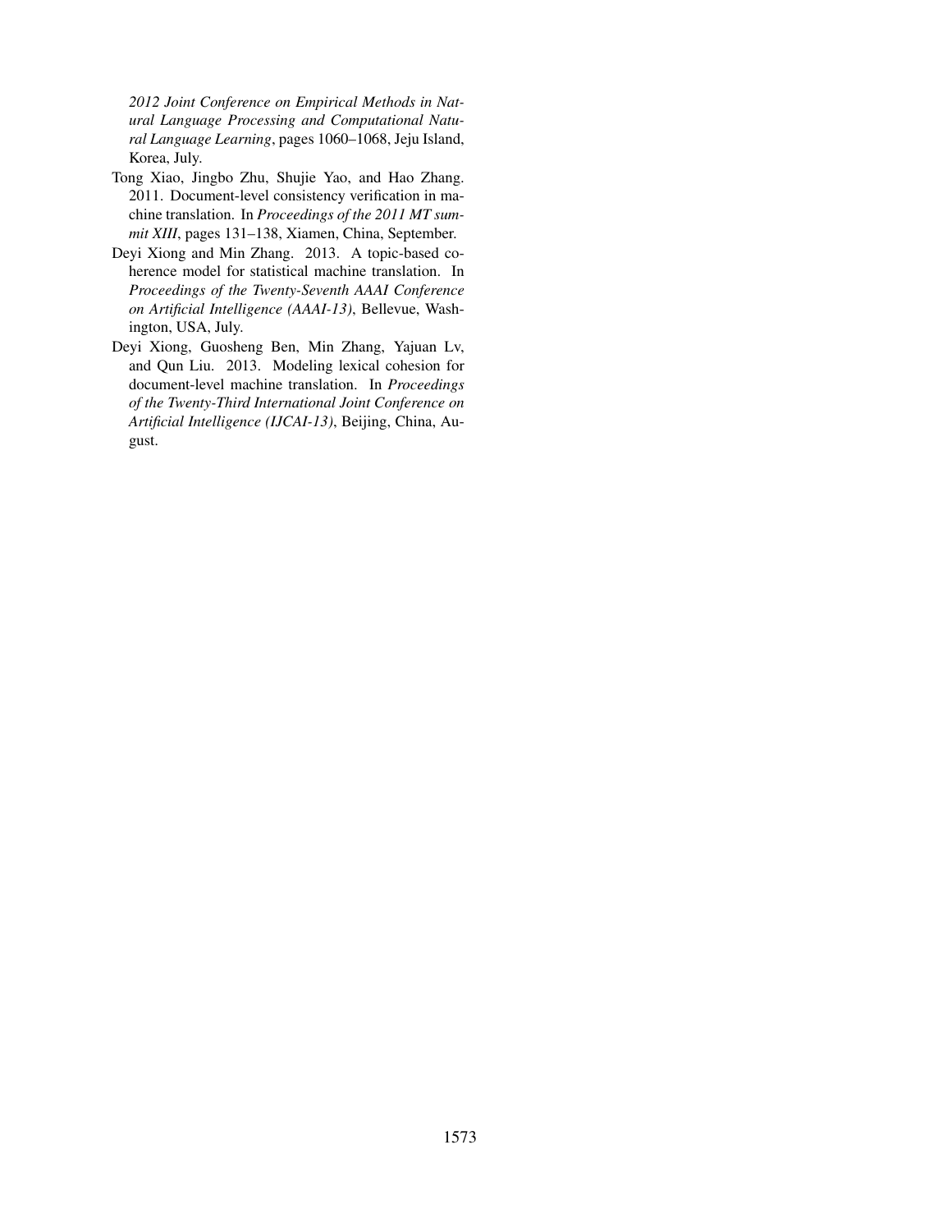*2012 Joint Conference on Empirical Methods in Natural Language Processing and Computational Natural Language Learning*, pages 1060–1068, Jeju Island, Korea, July.

Tong Xiao, Jingbo Zhu, Shujie Yao, and Hao Zhang. 2011. Document-level consistency verification in machine translation. In *Proceedings of the 2011 MT summit XIII*, pages 131–138, Xiamen, China, September.

Deyi Xiong and Min Zhang. 2013. A topic-based coherence model for statistical machine translation. In *Proceedings of the Twenty-Seventh AAAI Conference on Artificial Intelligence (AAAI-13)*, Bellevue, Washington, USA, July.

Deyi Xiong, Guosheng Ben, Min Zhang, Yajuan Lv, and Qun Liu. 2013. Modeling lexical cohesion for document-level machine translation. In *Proceedings of the Twenty-Third International Joint Conference on Artificial Intelligence (IJCAI-13)*, Beijing, China, August.